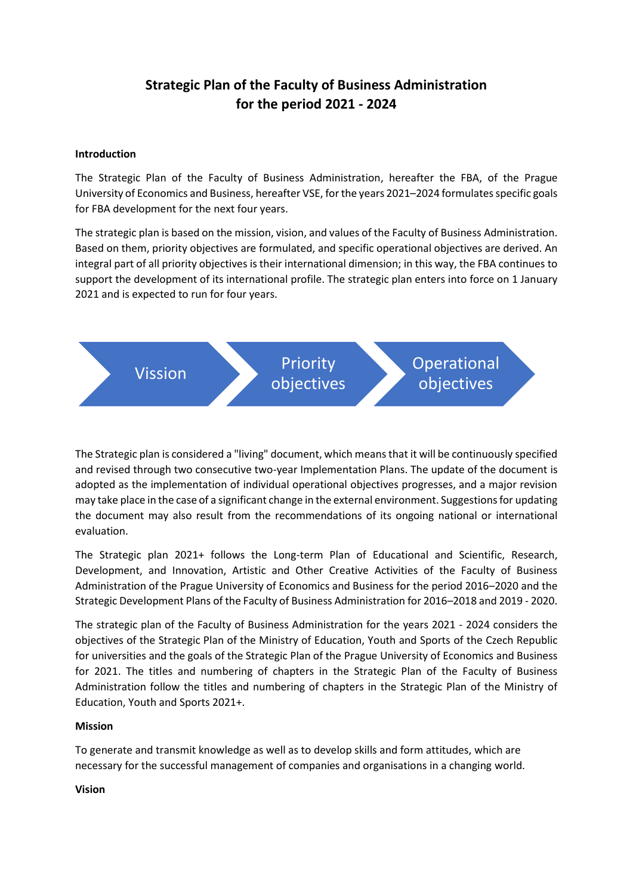# Strategic Plan of the Faculty of Business Administration for the period 2021 - 2024

**Introduction**

The Strategic Plan of the Faculty of Business Administration, hereafter the FBA, of the Prague University of Economics and Business, hereafter VSE, for the years 2021–2024 formulates specific goals for FBA development for the next four years.

The strategic plan is based on the mission, vision, and values of the Faculty of Business Administration. Based on them, priority objectives are formulated, and specific operational objectives are derived. An integral part of all priority objectives is their international dimension; in this way, the FBA continues to support the development of its international profile. The strategic plan enters into force on 1 January 2021 and is expected to run for four years.

Vission → Priority objectives → Operational objectives

The Strategic plan is considered a "living" document, which means that it will be continuously specified and revised through two consecutive two-year Implementation Plans. The update of the document is adopted as the implementation of individual operational objectives progresses, and a major revision may take place in the case of a significant change in the external environment. Suggestions for updating the document may also result from the recommendations of its ongoing national or international evaluation.

The Strategic plan 2021+ follows the Long-term Plan of Educational and Scientific, Research, Development, and Innovation, Artistic and Other Creative Activities of the Faculty of Business Administration of the Prague University of Economics and Business for the period 2016–2020 and the Strategic Development Plans of the Faculty of Business Administration for 2016–2018 and 2019 - 2020.

The strategic plan of the Faculty of Business Administration for the years 2021 - 2024 considers the objectives of the Strategic Plan of the Ministry of Education, Youth and Sports of the Czech Republic for universities and the goals of the Strategic Plan of the Prague University of Economics and Business for 2021. The titles and numbering of chapters in the Strategic Plan of the Faculty of Business Administration follow the titles and numbering of chapters in the Strategic Plan of the Ministry of Education, Youth and Sports 2021+.

**Mission**

To generate and transmit knowledge as well as to develop skills and form attitudes, which are necessary for the successful management of companies and organisations in a changing world.

**Vision**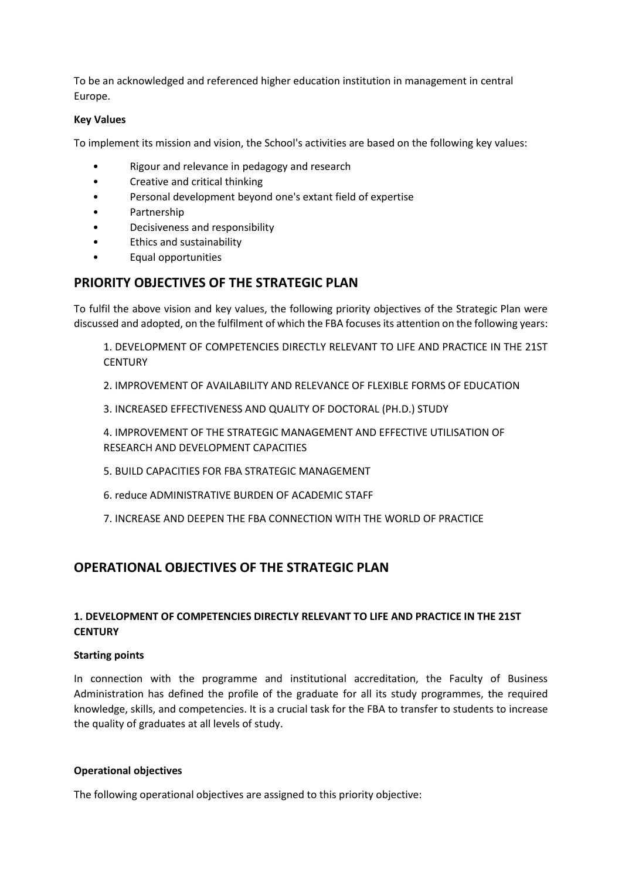To be an acknowledged and referenced higher education institution in management in central Europe.

**Key Values**

To implement its mission and vision, the School's activities are based on the following key values:

- Rigour and relevance in pedagogy and research
- Creative and critical thinking
- Personal development beyond one's extant field of expertise
- Partnership
- Decisiveness and responsibility
- Ethics and sustainability
- Equal opportunities

## PRIORITY OBJECTIVES OF THE STRATEGIC PLAN

To fulfil the above vision and key values, the following priority objectives of the Strategic Plan were discussed and adopted, on the fulfilment of which the FBA focuses its attention on the following years:

1. DEVELOPMENT OF COMPETENCIES DIRECTLY RELEVANT TO LIFE AND PRACTICE IN THE 21ST CENTURY
2. IMPROVEMENT OF AVAILABILITY AND RELEVANCE OF FLEXIBLE FORMS OF EDUCATION
3. INCREASED EFFECTIVENESS AND QUALITY OF DOCTORAL (PH.D.) STUDY
4. IMPROVEMENT OF THE STRATEGIC MANAGEMENT AND EFFECTIVE UTILISATION OF RESEARCH AND DEVELOPMENT CAPACITIES
5. BUILD CAPACITIES FOR FBA STRATEGIC MANAGEMENT
6. reduce ADMINISTRATIVE BURDEN OF ACADEMIC STAFF
7. INCREASE AND DEEPEN THE FBA CONNECTION WITH THE WORLD OF PRACTICE

## OPERATIONAL OBJECTIVES OF THE STRATEGIC PLAN

### 1. DEVELOPMENT OF COMPETENCIES DIRECTLY RELEVANT TO LIFE AND PRACTICE IN THE 21ST CENTURY

**Starting points**

In connection with the programme and institutional accreditation, the Faculty of Business Administration has defined the profile of the graduate for all its study programmes, the required knowledge, skills, and competencies. It is a crucial task for the FBA to transfer to students to increase the quality of graduates at all levels of study.

**Operational objectives**

The following operational objectives are assigned to this priority objective: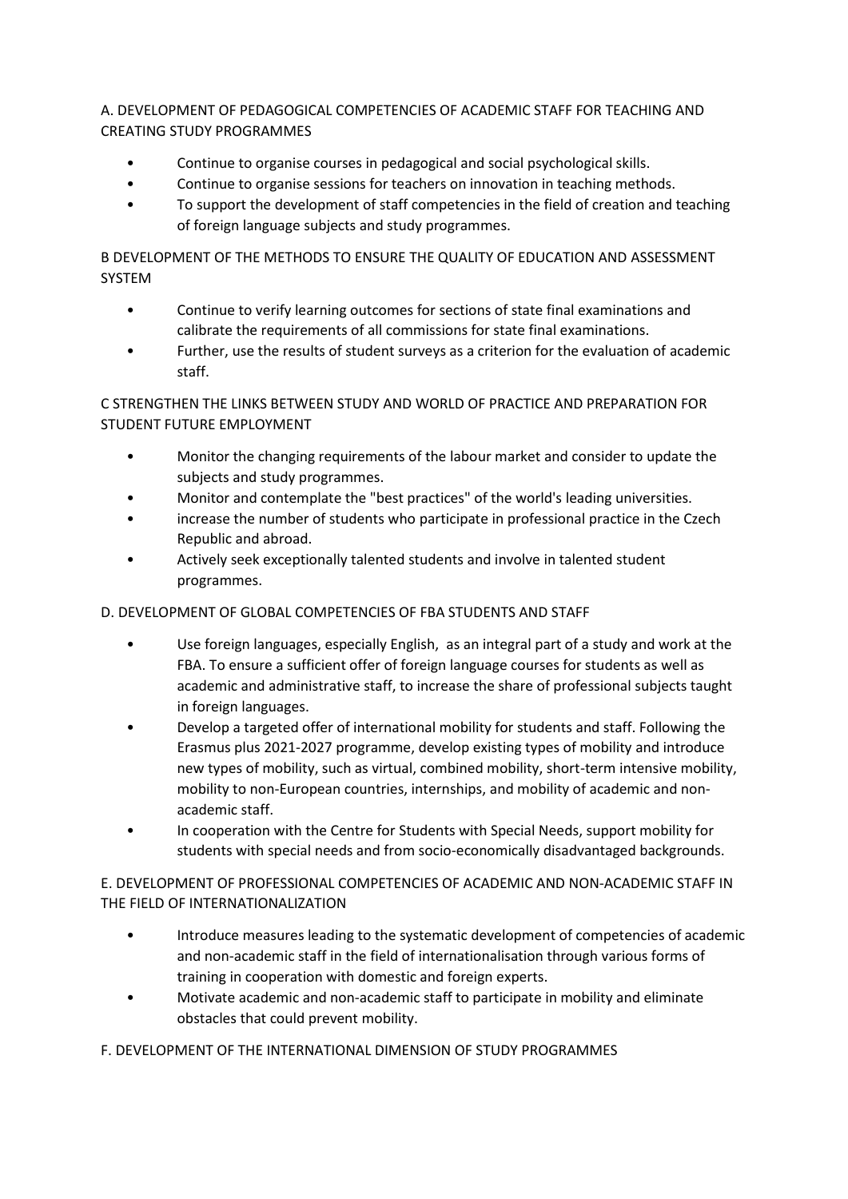## A. DEVELOPMENT OF PEDAGOGICAL COMPETENCIES OF ACADEMIC STAFF FOR TEACHING AND CREATING STUDY PROGRAMMES

- Continue to organise courses in pedagogical and social psychological skills.
- Continue to organise sessions for teachers on innovation in teaching methods.
- To support the development of staff competencies in the field of creation and teaching of foreign language subjects and study programmes.

## B DEVELOPMENT OF THE METHODS TO ENSURE THE QUALITY OF EDUCATION AND ASSESSMENT SYSTEM

- Continue to verify learning outcomes for sections of state final examinations and calibrate the requirements of all commissions for state final examinations.
- Further, use the results of student surveys as a criterion for the evaluation of academic staff.

## C STRENGTHEN THE LINKS BETWEEN STUDY AND WORLD OF PRACTICE AND PREPARATION FOR STUDENT FUTURE EMPLOYMENT

- Monitor the changing requirements of the labour market and consider to update the subjects and study programmes.
- Monitor and contemplate the "best practices" of the world's leading universities.
- increase the number of students who participate in professional practice in the Czech Republic and abroad.
- Actively seek exceptionally talented students and involve in talented student programmes.

## D. DEVELOPMENT OF GLOBAL COMPETENCIES OF FBA STUDENTS AND STAFF

- Use foreign languages, especially English, as an integral part of a study and work at the FBA. To ensure a sufficient offer of foreign language courses for students as well as academic and administrative staff, to increase the share of professional subjects taught in foreign languages.
- Develop a targeted offer of international mobility for students and staff. Following the Erasmus plus 2021-2027 programme, develop existing types of mobility and introduce new types of mobility, such as virtual, combined mobility, short-term intensive mobility, mobility to non-European countries, internships, and mobility of academic and non-academic staff.
- In cooperation with the Centre for Students with Special Needs, support mobility for students with special needs and from socio-economically disadvantaged backgrounds.

## E. DEVELOPMENT OF PROFESSIONAL COMPETENCIES OF ACADEMIC AND NON-ACADEMIC STAFF IN THE FIELD OF INTERNATIONALIZATION

- Introduce measures leading to the systematic development of competencies of academic and non-academic staff in the field of internationalisation through various forms of training in cooperation with domestic and foreign experts.
- Motivate academic and non-academic staff to participate in mobility and eliminate obstacles that could prevent mobility.

## F. DEVELOPMENT OF THE INTERNATIONAL DIMENSION OF STUDY PROGRAMMES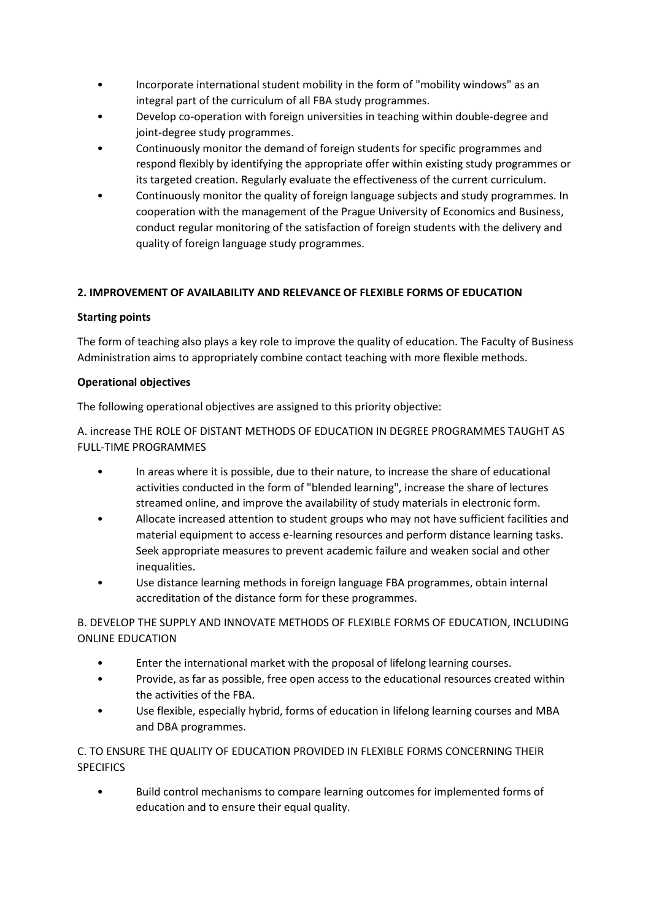- Incorporate international student mobility in the form of "mobility windows" as an integral part of the curriculum of all FBA study programmes.
- Develop co-operation with foreign universities in teaching within double-degree and joint-degree study programmes.
- Continuously monitor the demand of foreign students for specific programmes and respond flexibly by identifying the appropriate offer within existing study programmes or its targeted creation. Regularly evaluate the effectiveness of the current curriculum.
- Continuously monitor the quality of foreign language subjects and study programmes. In cooperation with the management of the Prague University of Economics and Business, conduct regular monitoring of the satisfaction of foreign students with the delivery and quality of foreign language study programmes.

## 2. IMPROVEMENT OF AVAILABILITY AND RELEVANCE OF FLEXIBLE FORMS OF EDUCATION

### Starting points

The form of teaching also plays a key role to improve the quality of education. The Faculty of Business Administration aims to appropriately combine contact teaching with more flexible methods.

### Operational objectives

The following operational objectives are assigned to this priority objective:

A. increase THE ROLE OF DISTANT METHODS OF EDUCATION IN DEGREE PROGRAMMES TAUGHT AS FULL-TIME PROGRAMMES

- In areas where it is possible, due to their nature, to increase the share of educational activities conducted in the form of "blended learning", increase the share of lectures streamed online, and improve the availability of study materials in electronic form.
- Allocate increased attention to student groups who may not have sufficient facilities and material equipment to access e-learning resources and perform distance learning tasks. Seek appropriate measures to prevent academic failure and weaken social and other inequalities.
- Use distance learning methods in foreign language FBA programmes, obtain internal accreditation of the distance form for these programmes.

B. DEVELOP THE SUPPLY AND INNOVATE METHODS OF FLEXIBLE FORMS OF EDUCATION, INCLUDING ONLINE EDUCATION

- Enter the international market with the proposal of lifelong learning courses.
- Provide, as far as possible, free open access to the educational resources created within the activities of the FBA.
- Use flexible, especially hybrid, forms of education in lifelong learning courses and MBA and DBA programmes.

C. TO ENSURE THE QUALITY OF EDUCATION PROVIDED IN FLEXIBLE FORMS CONCERNING THEIR SPECIFICS

- Build control mechanisms to compare learning outcomes for implemented forms of education and to ensure their equal quality.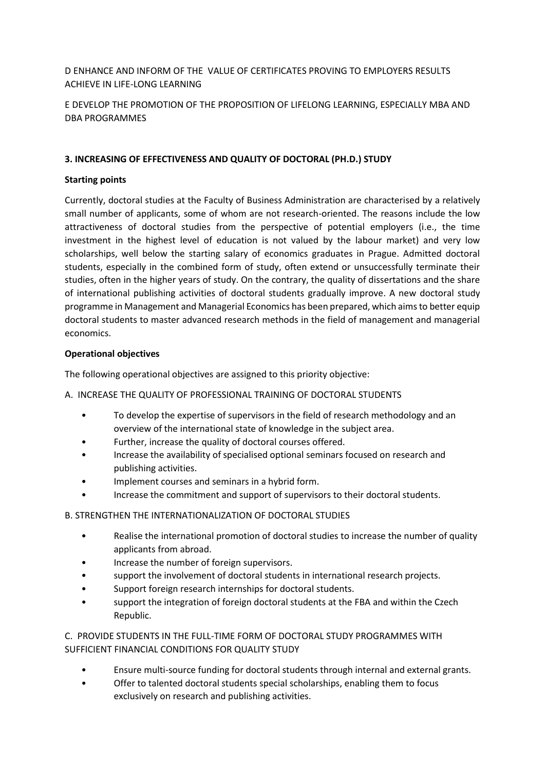D ENHANCE AND INFORM OF THE  VALUE OF CERTIFICATES PROVING TO EMPLOYERS RESULTS ACHIEVE IN LIFE-LONG LEARNING

E DEVELOP THE PROMOTION OF THE PROPOSITION OF LIFELONG LEARNING, ESPECIALLY MBA AND DBA PROGRAMMES

### 3. INCREASING OF EFFECTIVENESS AND QUALITY OF DOCTORAL (PH.D.) STUDY

**Starting points**

Currently, doctoral studies at the Faculty of Business Administration are characterised by a relatively small number of applicants, some of whom are not research-oriented. The reasons include the low attractiveness of doctoral studies from the perspective of potential employers (i.e., the time investment in the highest level of education is not valued by the labour market) and very low scholarships, well below the starting salary of economics graduates in Prague. Admitted doctoral students, especially in the combined form of study, often extend or unsuccessfully terminate their studies, often in the higher years of study. On the contrary, the quality of dissertations and the share of international publishing activities of doctoral students gradually improve. A new doctoral study programme in Management and Managerial Economics has been prepared, which aims to better equip doctoral students to master advanced research methods in the field of management and managerial economics.

**Operational objectives**

The following operational objectives are assigned to this priority objective:

A.  INCREASE THE QUALITY OF PROFESSIONAL TRAINING OF DOCTORAL STUDENTS

- To develop the expertise of supervisors in the field of research methodology and an overview of the international state of knowledge in the subject area.
- Further, increase the quality of doctoral courses offered.
- Increase the availability of specialised optional seminars focused on research and publishing activities.
- Implement courses and seminars in a hybrid form.
- Increase the commitment and support of supervisors to their doctoral students.

B. STRENGTHEN THE INTERNATIONALIZATION OF DOCTORAL STUDIES

- Realise the international promotion of doctoral studies to increase the number of quality applicants from abroad.
- Increase the number of foreign supervisors.
- support the involvement of doctoral students in international research projects.
- Support foreign research internships for doctoral students.
- support the integration of foreign doctoral students at the FBA and within the Czech Republic.

C.  PROVIDE STUDENTS IN THE FULL-TIME FORM OF DOCTORAL STUDY PROGRAMMES WITH SUFFICIENT FINANCIAL CONDITIONS FOR QUALITY STUDY

- Ensure multi-source funding for doctoral students through internal and external grants.
- Offer to talented doctoral students special scholarships, enabling them to focus exclusively on research and publishing activities.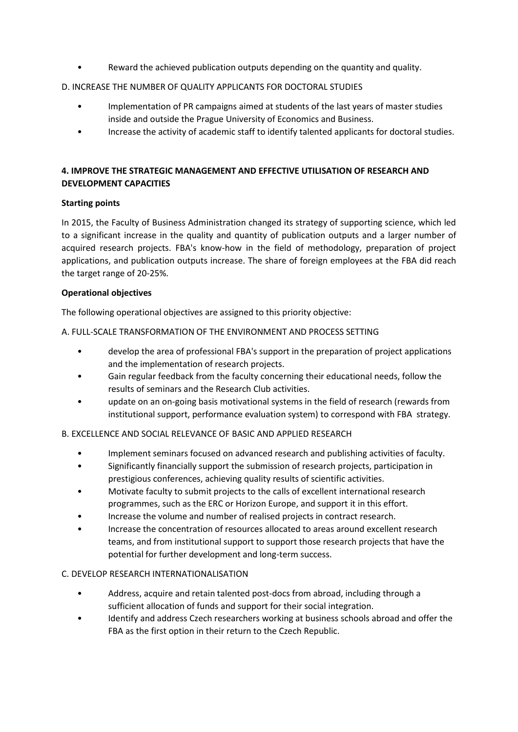- Reward the achieved publication outputs depending on the quantity and quality.

D. INCREASE THE NUMBER OF QUALITY APPLICANTS FOR DOCTORAL STUDIES

- Implementation of PR campaigns aimed at students of the last years of master studies inside and outside the Prague University of Economics and Business.
- Increase the activity of academic staff to identify talented applicants for doctoral studies.

## 4. IMPROVE THE STRATEGIC MANAGEMENT AND EFFECTIVE UTILISATION OF RESEARCH AND DEVELOPMENT CAPACITIES

**Starting points**

In 2015, the Faculty of Business Administration changed its strategy of supporting science, which led to a significant increase in the quality and quantity of publication outputs and a larger number of acquired research projects. FBA's know-how in the field of methodology, preparation of project applications, and publication outputs increase. The share of foreign employees at the FBA did reach the target range of 20-25%.

**Operational objectives**

The following operational objectives are assigned to this priority objective:

A. FULL-SCALE TRANSFORMATION OF THE ENVIRONMENT AND PROCESS SETTING

- develop the area of professional FBA's support in the preparation of project applications and the implementation of research projects.
- Gain regular feedback from the faculty concerning their educational needs, follow the results of seminars and the Research Club activities.
- update on an on-going basis motivational systems in the field of research (rewards from institutional support, performance evaluation system) to correspond with FBA strategy.

B. EXCELLENCE AND SOCIAL RELEVANCE OF BASIC AND APPLIED RESEARCH

- Implement seminars focused on advanced research and publishing activities of faculty.
- Significantly financially support the submission of research projects, participation in prestigious conferences, achieving quality results of scientific activities.
- Motivate faculty to submit projects to the calls of excellent international research programmes, such as the ERC or Horizon Europe, and support it in this effort.
- Increase the volume and number of realised projects in contract research.
- Increase the concentration of resources allocated to areas around excellent research teams, and from institutional support to support those research projects that have the potential for further development and long-term success.

C. DEVELOP RESEARCH INTERNATIONALISATION

- Address, acquire and retain talented post-docs from abroad, including through a sufficient allocation of funds and support for their social integration.
- Identify and address Czech researchers working at business schools abroad and offer the FBA as the first option in their return to the Czech Republic.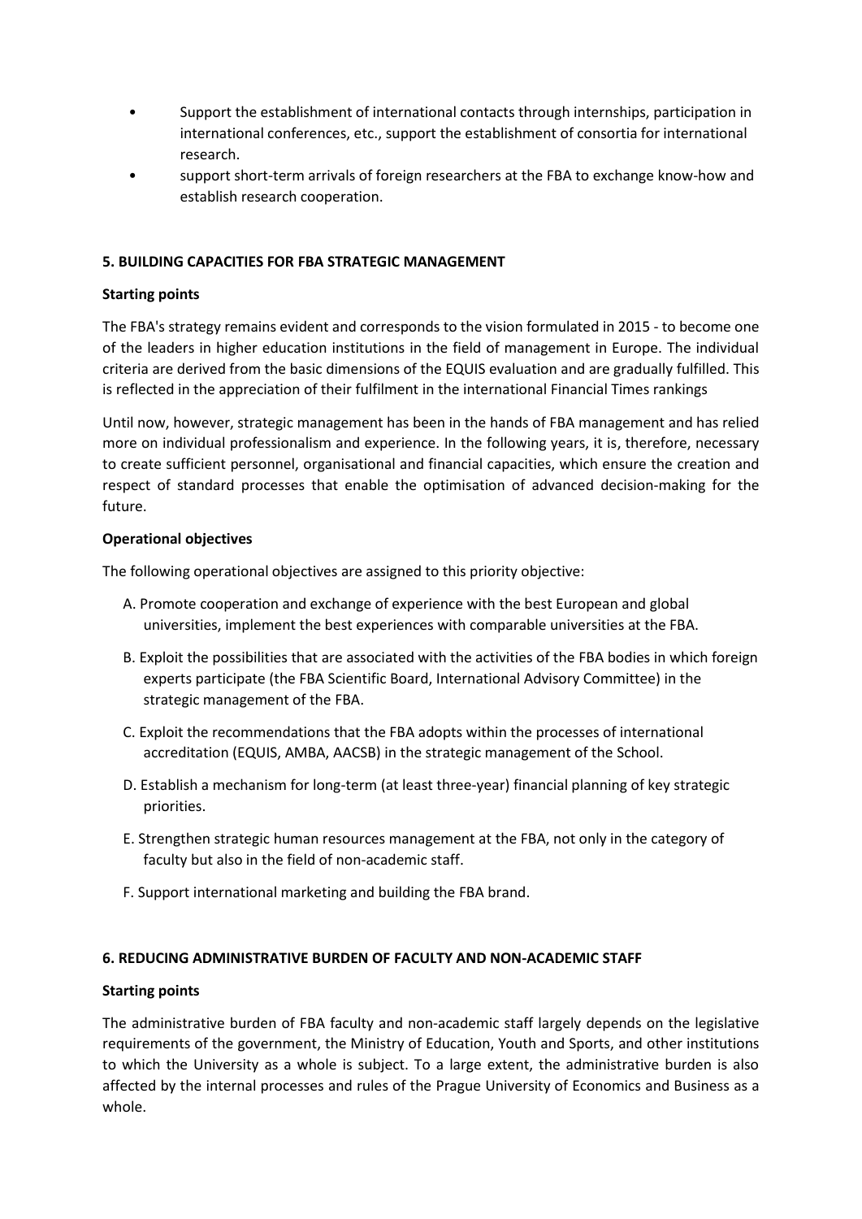- Support the establishment of international contacts through internships, participation in international conferences, etc., support the establishment of consortia for international research.
- support short-term arrivals of foreign researchers at the FBA to exchange know-how and establish research cooperation.

## 5. BUILDING CAPACITIES FOR FBA STRATEGIC MANAGEMENT

**Starting points**

The FBA's strategy remains evident and corresponds to the vision formulated in 2015 - to become one of the leaders in higher education institutions in the field of management in Europe. The individual criteria are derived from the basic dimensions of the EQUIS evaluation and are gradually fulfilled. This is reflected in the appreciation of their fulfilment in the international Financial Times rankings

Until now, however, strategic management has been in the hands of FBA management and has relied more on individual professionalism and experience. In the following years, it is, therefore, necessary to create sufficient personnel, organisational and financial capacities, which ensure the creation and respect of standard processes that enable the optimisation of advanced decision-making for the future.

**Operational objectives**

The following operational objectives are assigned to this priority objective:

A. Promote cooperation and exchange of experience with the best European and global universities, implement the best experiences with comparable universities at the FBA.

B. Exploit the possibilities that are associated with the activities of the FBA bodies in which foreign experts participate (the FBA Scientific Board, International Advisory Committee) in the strategic management of the FBA.

C. Exploit the recommendations that the FBA adopts within the processes of international accreditation (EQUIS, AMBA, AACSB) in the strategic management of the School.

D. Establish a mechanism for long-term (at least three-year) financial planning of key strategic priorities.

E. Strengthen strategic human resources management at the FBA, not only in the category of faculty but also in the field of non-academic staff.

F. Support international marketing and building the FBA brand.

## 6. REDUCING ADMINISTRATIVE BURDEN OF FACULTY AND NON-ACADEMIC STAFF

**Starting points**

The administrative burden of FBA faculty and non-academic staff largely depends on the legislative requirements of the government, the Ministry of Education, Youth and Sports, and other institutions to which the University as a whole is subject. To a large extent, the administrative burden is also affected by the internal processes and rules of the Prague University of Economics and Business as a whole.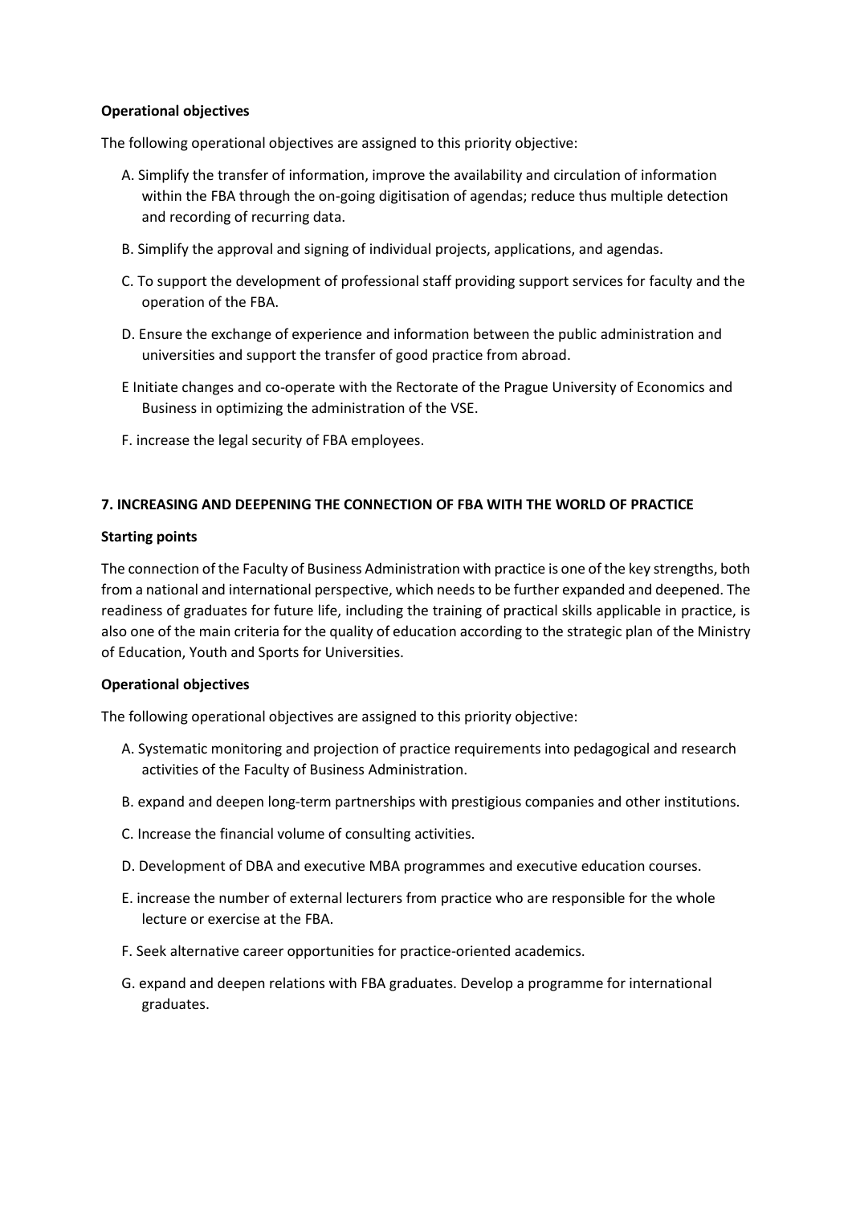**Operational objectives**

The following operational objectives are assigned to this priority objective:

A. Simplify the transfer of information, improve the availability and circulation of information within the FBA through the on-going digitisation of agendas; reduce thus multiple detection and recording of recurring data.

B. Simplify the approval and signing of individual projects, applications, and agendas.

C. To support the development of professional staff providing support services for faculty and the operation of the FBA.

D. Ensure the exchange of experience and information between the public administration and universities and support the transfer of good practice from abroad.

E Initiate changes and co-operate with the Rectorate of the Prague University of Economics and Business in optimizing the administration of the VSE.

F. increase the legal security of FBA employees.

**7. INCREASING AND DEEPENING THE CONNECTION OF FBA WITH THE WORLD OF PRACTICE**

**Starting points**

The connection of the Faculty of Business Administration with practice is one of the key strengths, both from a national and international perspective, which needs to be further expanded and deepened. The readiness of graduates for future life, including the training of practical skills applicable in practice, is also one of the main criteria for the quality of education according to the strategic plan of the Ministry of Education, Youth and Sports for Universities.

**Operational objectives**

The following operational objectives are assigned to this priority objective:

A. Systematic monitoring and projection of practice requirements into pedagogical and research activities of the Faculty of Business Administration.

B. expand and deepen long-term partnerships with prestigious companies and other institutions.

C. Increase the financial volume of consulting activities.

D. Development of DBA and executive MBA programmes and executive education courses.

E. increase the number of external lecturers from practice who are responsible for the whole lecture or exercise at the FBA.

F. Seek alternative career opportunities for practice-oriented academics.

G. expand and deepen relations with FBA graduates. Develop a programme for international graduates.